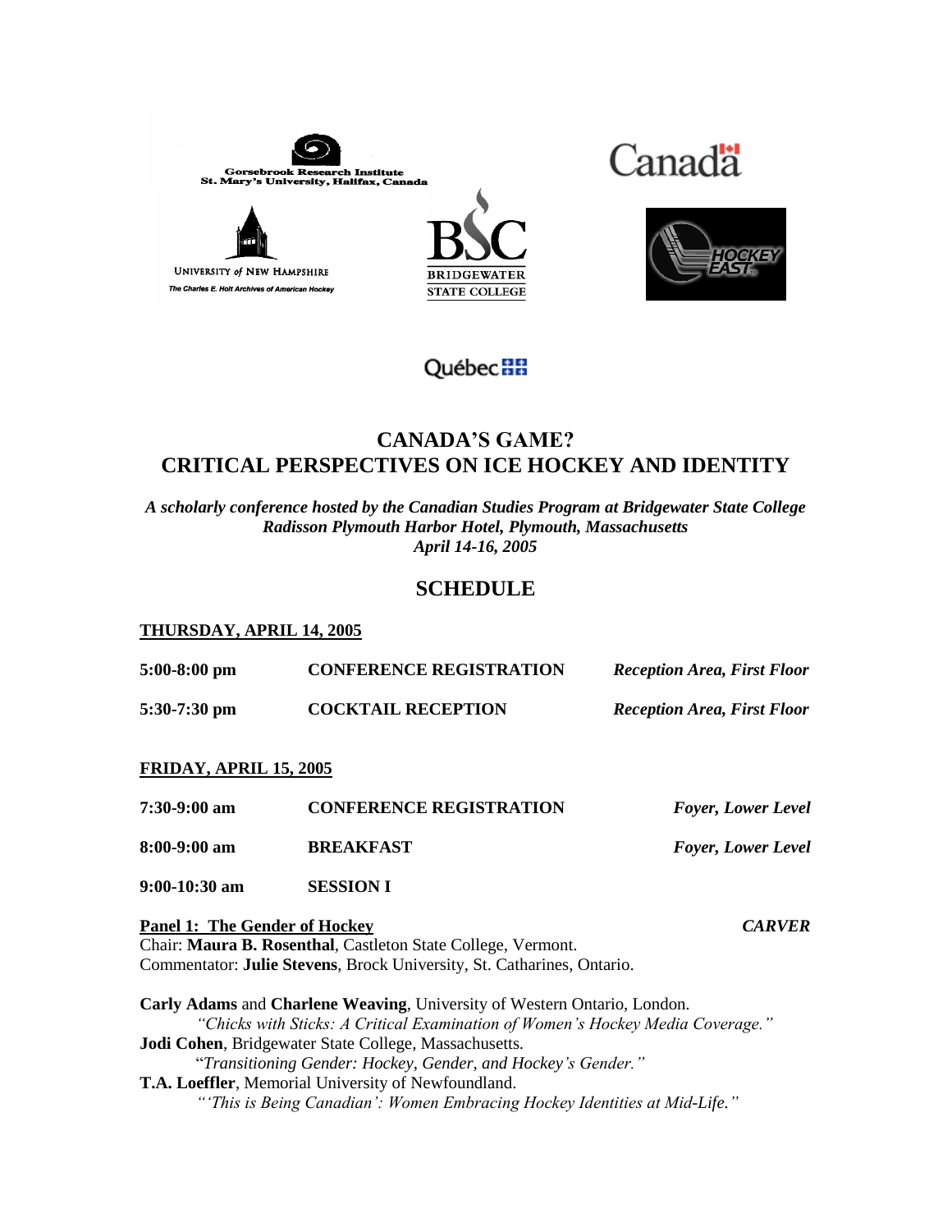Gorsebrook Research Institute
St. Mary's University, Halifax, Canada

UNIVERSITY of NEW HAMPSHIRE
The Charles E. Holt Archives of American Hockey

BRIDGEWATER STATE COLLEGE

Canada

HOCKEY EAST

Québec

# CANADA'S GAME?
# CRITICAL PERSPECTIVES ON ICE HOCKEY AND IDENTITY

*A scholarly conference hosted by the Canadian Studies Program at Bridgewater State College*
*Radisson Plymouth Harbor Hotel, Plymouth, Massachusetts*
*April 14-16, 2005*

## SCHEDULE

### THURSDAY, APRIL 14, 2005

**5:00-8:00 pm** **CONFERENCE REGISTRATION** ***Reception Area, First Floor***

**5:30-7:30 pm** **COCKTAIL RECEPTION** ***Reception Area, First Floor***

### FRIDAY, APRIL 15, 2005

**7:30-9:00 am** **CONFERENCE REGISTRATION** ***Foyer, Lower Level***

**8:00-9:00 am** **BREAKFAST** ***Foyer, Lower Level***

**9:00-10:30 am** **SESSION I**

**Panel 1: The Gender of Hockey** ***CARVER***
Chair: **Maura B. Rosenthal**, Castleton State College, Vermont.
Commentator: **Julie Stevens**, Brock University, St. Catharines, Ontario.

**Carly Adams** and **Charlene Weaving**, University of Western Ontario, London.
*"Chicks with Sticks: A Critical Examination of Women's Hockey Media Coverage."*
**Jodi Cohen**, Bridgewater State College, Massachusetts.
"*Transitioning Gender: Hockey, Gender, and Hockey's Gender.*"
**T.A. Loeffler**, Memorial University of Newfoundland.
*"'This is Being Canadian': Women Embracing Hockey Identities at Mid-Life."*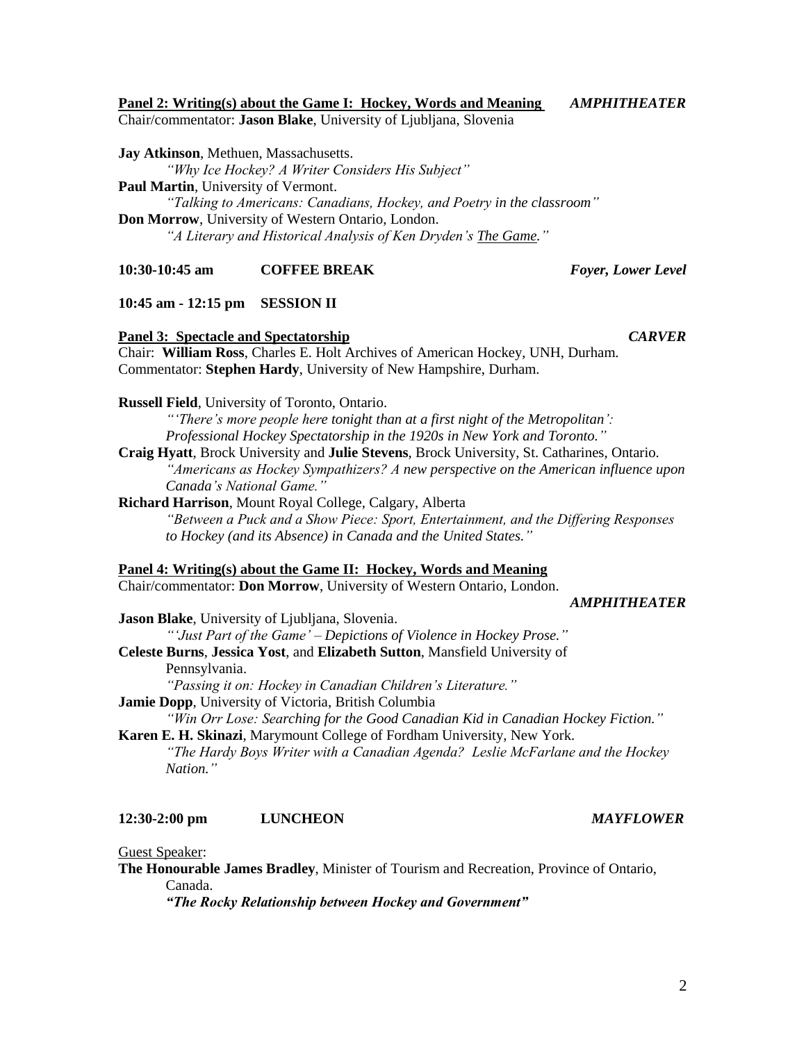**Panel 2: Writing(s) about the Game I: Hockey, Words and Meaning** ***AMPHITHEATER***

Chair/commentator: **Jason Blake**, University of Ljubljana, Slovenia

**Jay Atkinson**, Methuen, Massachusetts.
*"Why Ice Hockey? A Writer Considers His Subject"*

**Paul Martin**, University of Vermont.
*"Talking to Americans: Canadians, Hockey, and Poetry in the classroom"*

**Don Morrow**, University of Western Ontario, London.
*"A Literary and Historical Analysis of Ken Dryden's The Game."*

**10:30-10:45 am COFFEE BREAK** ***Foyer, Lower Level***

**10:45 am - 12:15 pm SESSION II**

**Panel 3: Spectacle and Spectatorship** ***CARVER***

Chair: **William Ross**, Charles E. Holt Archives of American Hockey, UNH, Durham.
Commentator: **Stephen Hardy**, University of New Hampshire, Durham.

**Russell Field**, University of Toronto, Ontario.
*"'There's more people here tonight than at a first night of the Metropolitan': Professional Hockey Spectatorship in the 1920s in New York and Toronto."*

**Craig Hyatt**, Brock University and **Julie Stevens**, Brock University, St. Catharines, Ontario.
*"Americans as Hockey Sympathizers? A new perspective on the American influence upon Canada's National Game."*

**Richard Harrison**, Mount Royal College, Calgary, Alberta
*"Between a Puck and a Show Piece: Sport, Entertainment, and the Differing Responses to Hockey (and its Absence) in Canada and the United States."*

**Panel 4: Writing(s) about the Game II: Hockey, Words and Meaning**

Chair/commentator: **Don Morrow**, University of Western Ontario, London.

***AMPHITHEATER***

**Jason Blake**, University of Ljubljana, Slovenia.
*"'Just Part of the Game' – Depictions of Violence in Hockey Prose."*

**Celeste Burns**, **Jessica Yost**, and **Elizabeth Sutton**, Mansfield University of Pennsylvania.
*"Passing it on: Hockey in Canadian Children's Literature."*

**Jamie Dopp**, University of Victoria, British Columbia
*"Win Orr Lose: Searching for the Good Canadian Kid in Canadian Hockey Fiction."*

**Karen E. H. Skinazi**, Marymount College of Fordham University, New York.
*"The Hardy Boys Writer with a Canadian Agenda? Leslie McFarlane and the Hockey Nation."*

**12:30-2:00 pm LUNCHEON** ***MAYFLOWER***

Guest Speaker:

**The Honourable James Bradley**, Minister of Tourism and Recreation, Province of Ontario, Canada.
***"The Rocky Relationship between Hockey and Government"***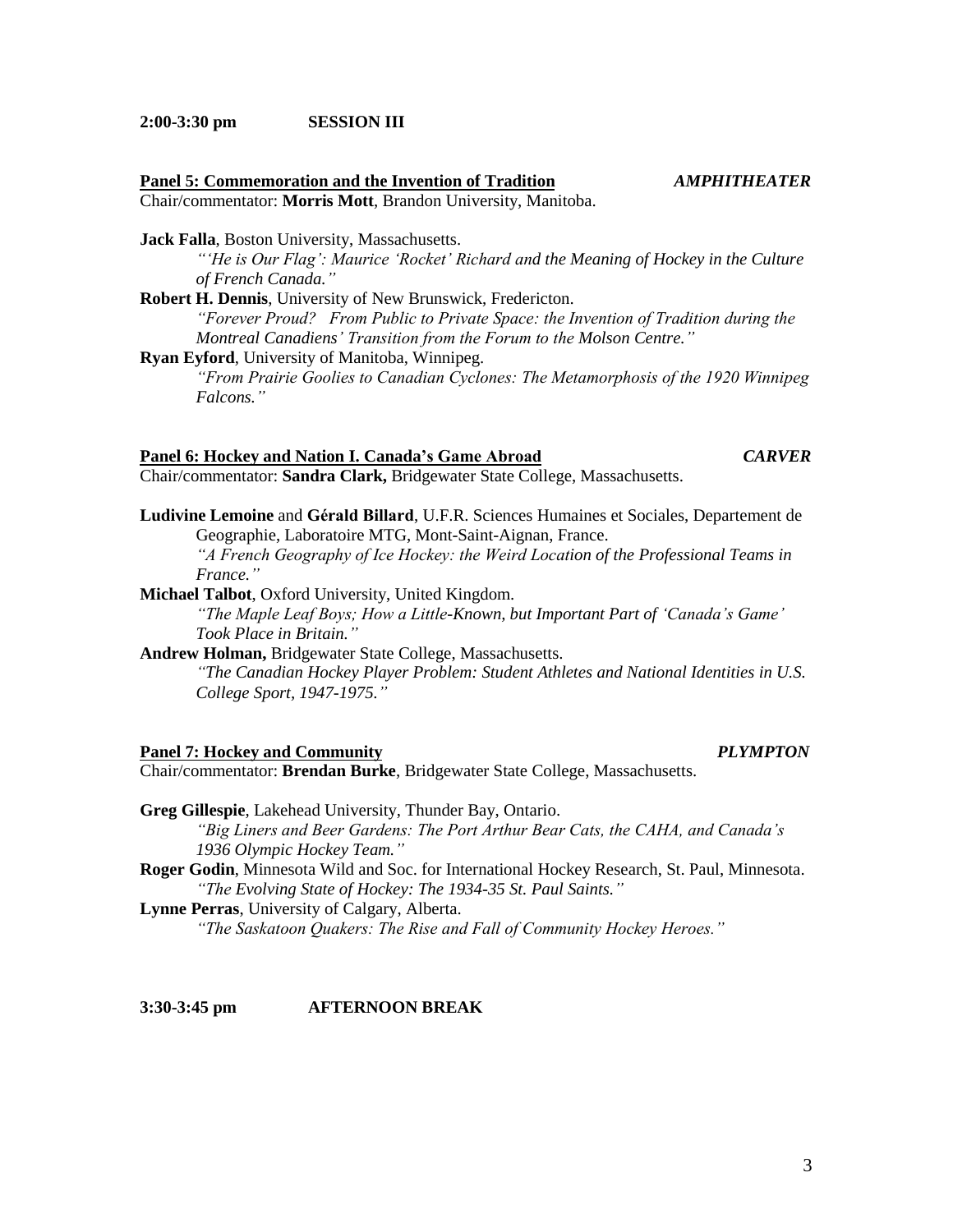**2:00-3:30 pm SESSION III**

**Panel 5: Commemoration and the Invention of Tradition** ***AMPHITHEATER***

Chair/commentator: **Morris Mott**, Brandon University, Manitoba.

**Jack Falla**, Boston University, Massachusetts.
*"'He is Our Flag': Maurice 'Rocket' Richard and the Meaning of Hockey in the Culture of French Canada."*

**Robert H. Dennis**, University of New Brunswick, Fredericton.
*"Forever Proud? From Public to Private Space: the Invention of Tradition during the Montreal Canadiens' Transition from the Forum to the Molson Centre."*

**Ryan Eyford**, University of Manitoba, Winnipeg.
*"From Prairie Goolies to Canadian Cyclones: The Metamorphosis of the 1920 Winnipeg Falcons."*

**Panel 6: Hockey and Nation I. Canada's Game Abroad** ***CARVER***

Chair/commentator: **Sandra Clark,** Bridgewater State College, Massachusetts.

**Ludivine Lemoine** and **Gérald Billard**, U.F.R. Sciences Humaines et Sociales, Departement de Geographie, Laboratoire MTG, Mont-Saint-Aignan, France.
*"A French Geography of Ice Hockey: the Weird Location of the Professional Teams in France."*

**Michael Talbot**, Oxford University, United Kingdom.
*"The Maple Leaf Boys; How a Little-Known, but Important Part of 'Canada's Game' Took Place in Britain."*

**Andrew Holman,** Bridgewater State College, Massachusetts.
*"The Canadian Hockey Player Problem: Student Athletes and National Identities in U.S. College Sport, 1947-1975."*

**Panel 7: Hockey and Community** ***PLYMPTON***

Chair/commentator: **Brendan Burke**, Bridgewater State College, Massachusetts.

**Greg Gillespie**, Lakehead University, Thunder Bay, Ontario.
*"Big Liners and Beer Gardens: The Port Arthur Bear Cats, the CAHA, and Canada's 1936 Olympic Hockey Team."*

**Roger Godin**, Minnesota Wild and Soc. for International Hockey Research, St. Paul, Minnesota.
*"The Evolving State of Hockey: The 1934-35 St. Paul Saints."*

**Lynne Perras**, University of Calgary, Alberta.
*"The Saskatoon Quakers: The Rise and Fall of Community Hockey Heroes."*

**3:30-3:45 pm AFTERNOON BREAK**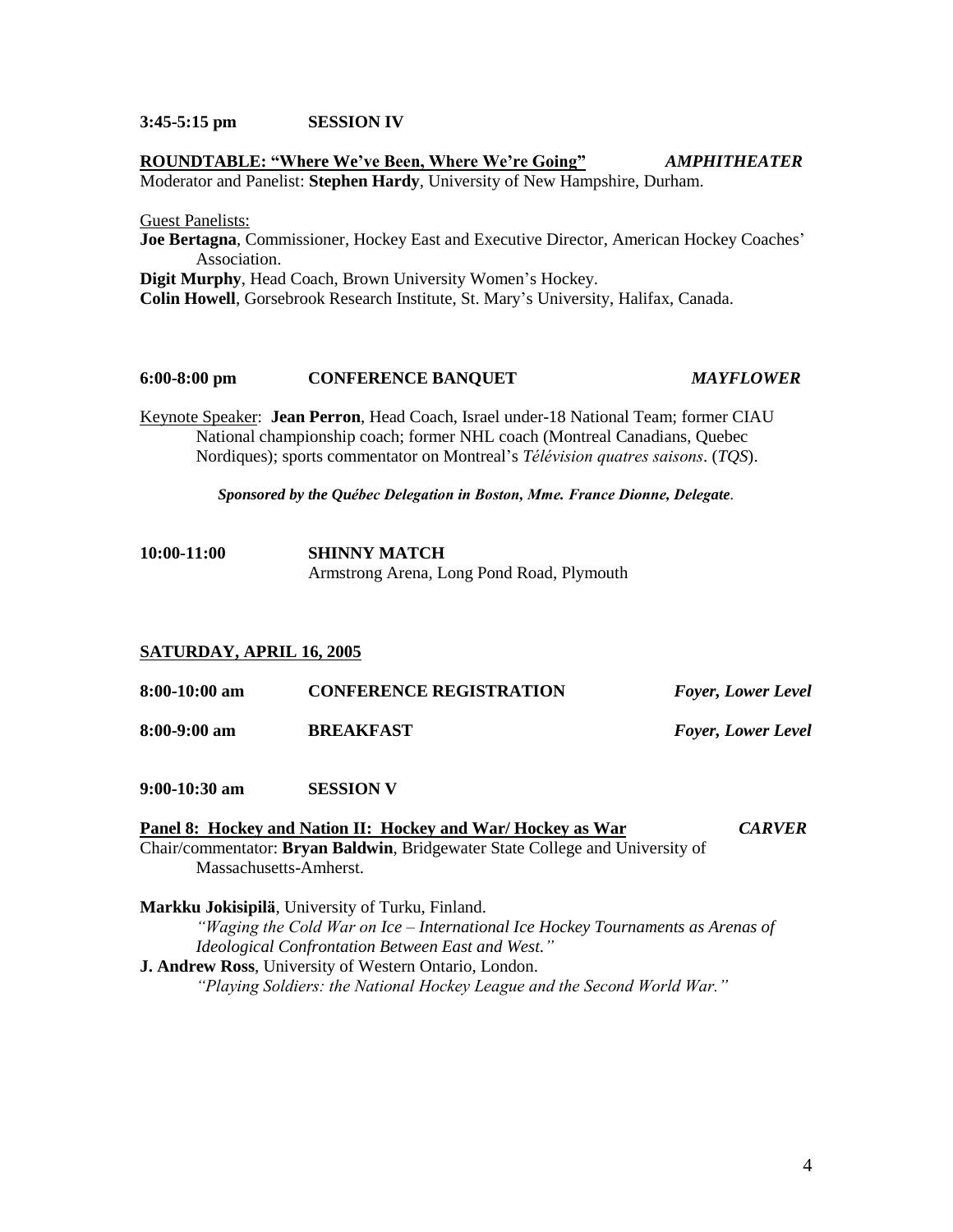**3:45-5:15 pm SESSION IV**

**ROUNDTABLE: "Where We've Been, Where We're Going"** *AMPHITHEATER*

Moderator and Panelist: **Stephen Hardy**, University of New Hampshire, Durham.

Guest Panelists:

**Joe Bertagna**, Commissioner, Hockey East and Executive Director, American Hockey Coaches' Association.

**Digit Murphy**, Head Coach, Brown University Women's Hockey.

**Colin Howell**, Gorsebrook Research Institute, St. Mary's University, Halifax, Canada.

**6:00-8:00 pm CONFERENCE BANQUET** *MAYFLOWER*

Keynote Speaker: **Jean Perron**, Head Coach, Israel under-18 National Team; former CIAU National championship coach; former NHL coach (Montreal Canadians, Quebec Nordiques); sports commentator on Montreal's *Télévision quatres saisons*. (*TQS*).

***Sponsored by the Québec Delegation in Boston, Mme. France Dionne, Delegate.***

**10:00-11:00 SHINNY MATCH**

Armstrong Arena, Long Pond Road, Plymouth

## SATURDAY, APRIL 16, 2005

**8:00-10:00 am CONFERENCE REGISTRATION** *Foyer, Lower Level*

**8:00-9:00 am BREAKFAST** *Foyer, Lower Level*

**9:00-10:30 am SESSION V**

**Panel 8: Hockey and Nation II: Hockey and War/ Hockey as War** *CARVER*

Chair/commentator: **Bryan Baldwin**, Bridgewater State College and University of Massachusetts-Amherst.

**Markku Jokisipilä**, University of Turku, Finland.

*"Waging the Cold War on Ice – International Ice Hockey Tournaments as Arenas of Ideological Confrontation Between East and West."*

**J. Andrew Ross**, University of Western Ontario, London.

*"Playing Soldiers: the National Hockey League and the Second World War."*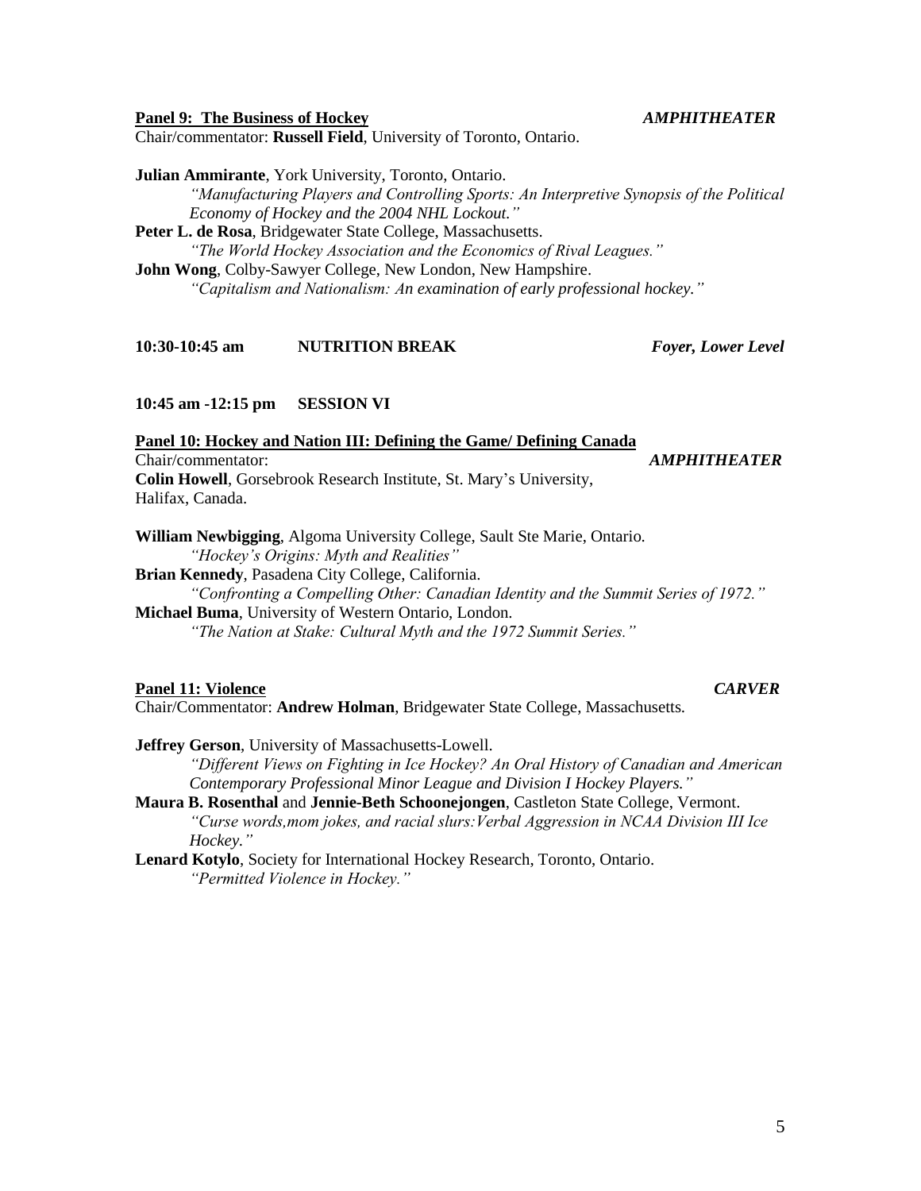**Panel 9: The Business of Hockey** *AMPHITHEATER*

Chair/commentator: **Russell Field**, University of Toronto, Ontario.

**Julian Ammirante**, York University, Toronto, Ontario.
*"Manufacturing Players and Controlling Sports: An Interpretive Synopsis of the Political Economy of Hockey and the 2004 NHL Lockout."*

**Peter L. de Rosa**, Bridgewater State College, Massachusetts.
*"The World Hockey Association and the Economics of Rival Leagues."*

**John Wong**, Colby-Sawyer College, New London, New Hampshire.
*"Capitalism and Nationalism: An examination of early professional hockey."*

**10:30-10:45 am NUTRITION BREAK** *Foyer, Lower Level*

**10:45 am -12:15 pm SESSION VI**

**Panel 10: Hockey and Nation III: Defining the Game/ Defining Canada**

Chair/commentator: *AMPHITHEATER*

**Colin Howell**, Gorsebrook Research Institute, St. Mary's University, Halifax, Canada.

**William Newbigging**, Algoma University College, Sault Ste Marie, Ontario.
*"Hockey's Origins: Myth and Realities"*

**Brian Kennedy**, Pasadena City College, California.
*"Confronting a Compelling Other: Canadian Identity and the Summit Series of 1972."*

**Michael Buma**, University of Western Ontario, London.
*"The Nation at Stake: Cultural Myth and the 1972 Summit Series."*

**Panel 11: Violence** *CARVER*

Chair/Commentator: **Andrew Holman**, Bridgewater State College, Massachusetts.

**Jeffrey Gerson**, University of Massachusetts-Lowell.
*"Different Views on Fighting in Ice Hockey? An Oral History of Canadian and American Contemporary Professional Minor League and Division I Hockey Players."*

**Maura B. Rosenthal** and **Jennie-Beth Schoonejongen**, Castleton State College, Vermont.
*"Curse words,mom jokes, and racial slurs:Verbal Aggression in NCAA Division III Ice Hockey."*

**Lenard Kotylo**, Society for International Hockey Research, Toronto, Ontario.
*"Permitted Violence in Hockey."*